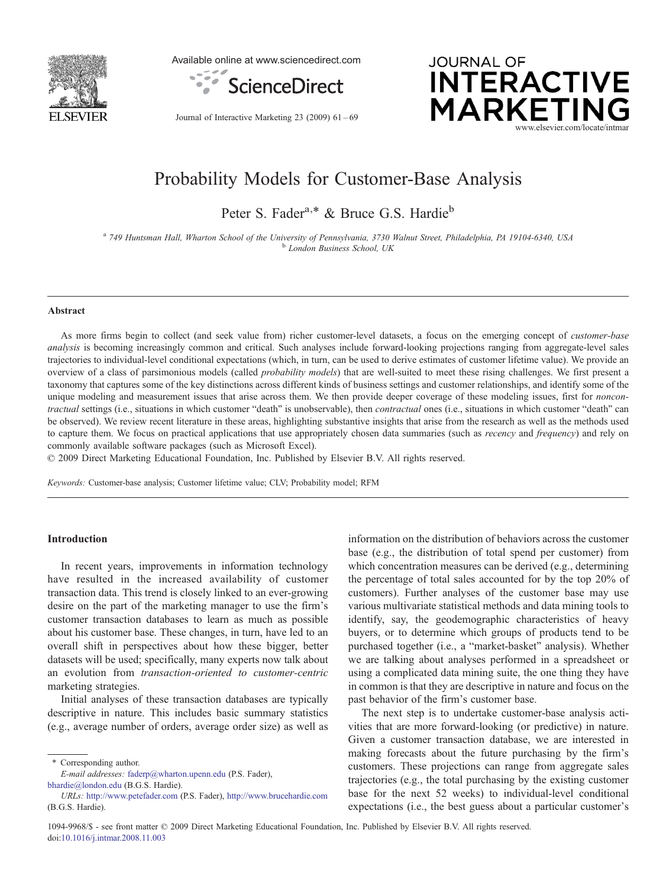# Probability Models for Customer-Base Analysis

Peter S. Fader[a,*] & Bruce G.S. Hardie[b]

[a] 749 Huntsman Hall, Wharton School of the University of Pennsylvania, 3730 Walnut Street, Philadelphia, PA 19104-6340, USA
[b] London Business School, UK

## Abstract

As more firms begin to collect (and seek value from) richer customer-level datasets, a focus on the emerging concept of *customer-base analysis* is becoming increasingly common and critical. Such analyses include forward-looking projections ranging from aggregate-level sales trajectories to individual-level conditional expectations (which, in turn, can be used to derive estimates of customer lifetime value). We provide an overview of a class of parsimonious models (called *probability models*) that are well-suited to meet these rising challenges. We first present a taxonomy that captures some of the key distinctions across different kinds of business settings and customer relationships, and identify some of the unique modeling and measurement issues that arise across them. We then provide deeper coverage of these modeling issues, first for *noncontractual* settings (i.e., situations in which customer "death" is unobservable), then *contractual* ones (i.e., situations in which customer "death" can be observed). We review recent literature in these areas, highlighting substantive insights that arise from the research as well as the methods used to capture them. We focus on practical applications that use appropriately chosen data summaries (such as *recency* and *frequency*) and rely on commonly available software packages (such as Microsoft Excel).

© 2009 Direct Marketing Educational Foundation, Inc. Published by Elsevier B.V. All rights reserved.

*Keywords:* Customer-base analysis; Customer lifetime value; CLV; Probability model; RFM

## Introduction

In recent years, improvements in information technology have resulted in the increased availability of customer transaction data. This trend is closely linked to an ever-growing desire on the part of the marketing manager to use the firm's customer transaction databases to learn as much as possible about his customer base. These changes, in turn, have led to an overall shift in perspectives about how these bigger, better datasets will be used; specifically, many experts now talk about an evolution from *transaction-oriented to customer-centric* marketing strategies.

Initial analyses of these transaction databases are typically descriptive in nature. This includes basic summary statistics (e.g., average number of orders, average order size) as well as information on the distribution of behaviors across the customer base (e.g., the distribution of total spend per customer) from which concentration measures can be derived (e.g., determining the percentage of total sales accounted for by the top 20% of customers). Further analyses of the customer base may use various multivariate statistical methods and data mining tools to identify, say, the geodemographic characteristics of heavy buyers, or to determine which groups of products tend to be purchased together (i.e., a "market-basket" analysis). Whether we are talking about analyses performed in a spreadsheet or using a complicated data mining suite, the one thing they have in common is that they are descriptive in nature and focus on the past behavior of the firm's customer base.

The next step is to undertake customer-base analysis activities that are more forward-looking (or predictive) in nature. Given a customer transaction database, we are interested in making forecasts about the future purchasing by the firm's customers. These projections can range from aggregate sales trajectories (e.g., the total purchasing by the existing customer base for the next 52 weeks) to individual-level conditional expectations (i.e., the best guess about a particular customer's

\* Corresponding author.
*E-mail addresses:* faderp@wharton.upenn.edu (P.S. Fader), bhardie@london.edu (B.G.S. Hardie).
*URLs:* http://www.petefader.com (P.S. Fader), http://www.brucehardie.com (B.G.S. Hardie).

1094-9968/$ - see front matter © 2009 Direct Marketing Educational Foundation, Inc. Published by Elsevier B.V. All rights reserved.
doi:10.1016/j.intmar.2008.11.003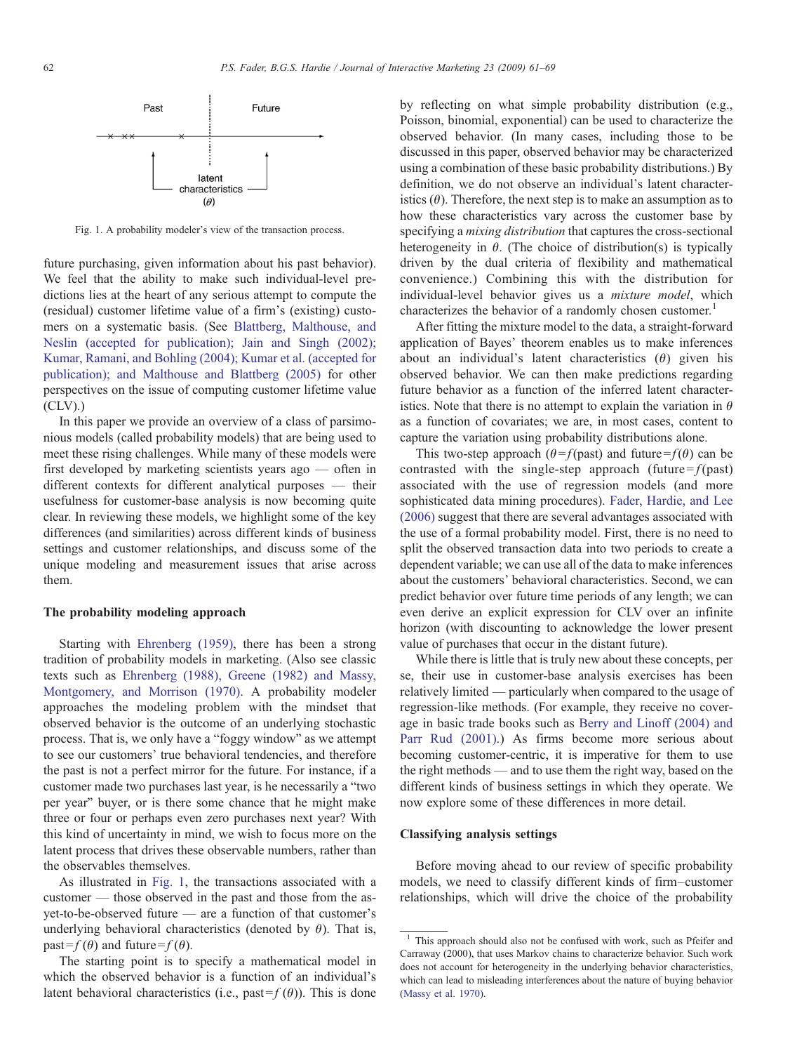Fig. 1. A probability modeler's view of the transaction process.

future purchasing, given information about his past behavior). We feel that the ability to make such individual-level predictions lies at the heart of any serious attempt to compute the (residual) customer lifetime value of a firm's (existing) customers on a systematic basis. (See Blattberg, Malthouse, and Neslin (accepted for publication); Jain and Singh (2002); Kumar, Ramani, and Bohling (2004); Kumar et al. (accepted for publication); and Malthouse and Blattberg (2005) for other perspectives on the issue of computing customer lifetime value (CLV).)

In this paper we provide an overview of a class of parsimonious models (called probability models) that are being used to meet these rising challenges. While many of these models were first developed by marketing scientists years ago — often in different contexts for different analytical purposes — their usefulness for customer-base analysis is now becoming quite clear. In reviewing these models, we highlight some of the key differences (and similarities) across different kinds of business settings and customer relationships, and discuss some of the unique modeling and measurement issues that arise across them.

## The probability modeling approach

Starting with Ehrenberg (1959), there has been a strong tradition of probability models in marketing. (Also see classic texts such as Ehrenberg (1988), Greene (1982) and Massy, Montgomery, and Morrison (1970). A probability modeler approaches the modeling problem with the mindset that observed behavior is the outcome of an underlying stochastic process. That is, we only have a "foggy window" as we attempt to see our customers' true behavioral tendencies, and therefore the past is not a perfect mirror for the future. For instance, if a customer made two purchases last year, is he necessarily a "two per year" buyer, or is there some chance that he might make three or four or perhaps even zero purchases next year? With this kind of uncertainty in mind, we wish to focus more on the latent process that drives these observable numbers, rather than the observables themselves.

As illustrated in Fig. 1, the transactions associated with a customer — those observed in the past and those from the as-yet-to-be-observed future — are a function of that customer's underlying behavioral characteristics (denoted by $\theta$). That is, past $= f(\theta)$ and future $= f(\theta)$.

The starting point is to specify a mathematical model in which the observed behavior is a function of an individual's latent behavioral characteristics (i.e., past $= f(\theta)$). This is done by reflecting on what simple probability distribution (e.g., Poisson, binomial, exponential) can be used to characterize the observed behavior. (In many cases, including those to be discussed in this paper, observed behavior may be characterized using a combination of these basic probability distributions.) By definition, we do not observe an individual's latent characteristics ($\theta$). Therefore, the next step is to make an assumption as to how these characteristics vary across the customer base by specifying a *mixing distribution* that captures the cross-sectional heterogeneity in $\theta$. (The choice of distribution(s) is typically driven by the dual criteria of flexibility and mathematical convenience.) Combining this with the distribution for individual-level behavior gives us a *mixture model*, which characterizes the behavior of a randomly chosen customer.[1]

After fitting the mixture model to the data, a straight-forward application of Bayes' theorem enables us to make inferences about an individual's latent characteristics ($\theta$) given his observed behavior. We can then make predictions regarding future behavior as a function of the inferred latent characteristics. Note that there is no attempt to explain the variation in $\theta$ as a function of covariates; we are, in most cases, content to capture the variation using probability distributions alone.

This two-step approach ($\theta = f$(past) and future $= f(\theta)$) can be contrasted with the single-step approach (future $= f$(past) associated with the use of regression models (and more sophisticated data mining procedures). Fader, Hardie, and Lee (2006) suggest that there are several advantages associated with the use of a formal probability model. First, there is no need to split the observed transaction data into two periods to create a dependent variable; we can use all of the data to make inferences about the customers' behavioral characteristics. Second, we can predict behavior over future time periods of any length; we can even derive an explicit expression for CLV over an infinite horizon (with discounting to acknowledge the lower present value of purchases that occur in the distant future).

While there is little that is truly new about these concepts, per se, their use in customer-base analysis exercises has been relatively limited — particularly when compared to the usage of regression-like methods. (For example, they receive no coverage in basic trade books such as Berry and Linoff (2004) and Parr Rud (2001).) As firms become more serious about becoming customer-centric, it is imperative for them to use the right methods — and to use them the right way, based on the different kinds of business settings in which they operate. We now explore some of these differences in more detail.

## Classifying analysis settings

Before moving ahead to our review of specific probability models, we need to classify different kinds of firm–customer relationships, which will drive the choice of the probability

[1] This approach should also not be confused with work, such as Pfeifer and Carraway (2000), that uses Markov chains to characterize behavior. Such work does not account for heterogeneity in the underlying behavior characteristics, which can lead to misleading interferences about the nature of buying behavior (Massy et al. 1970).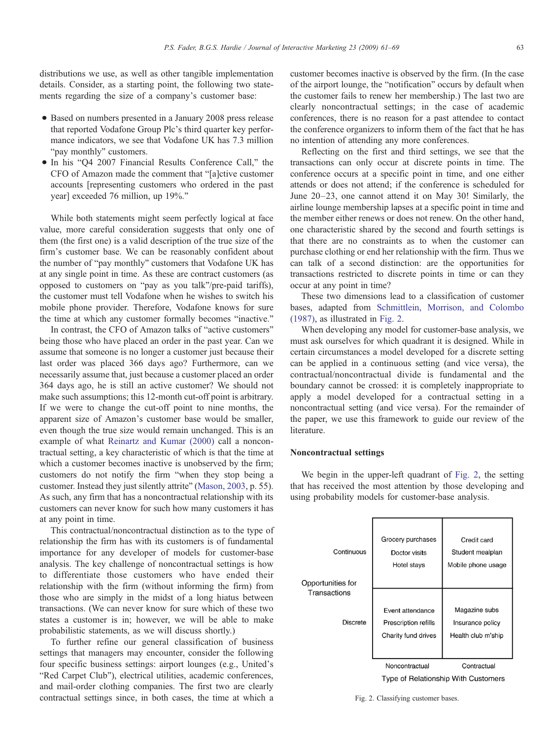distributions we use, as well as other tangible implementation details. Consider, as a starting point, the following two statements regarding the size of a company's customer base:

- Based on numbers presented in a January 2008 press release that reported Vodafone Group Plc's third quarter key performance indicators, we see that Vodafone UK has 7.3 million "pay monthly" customers.
- In his "Q4 2007 Financial Results Conference Call," the CFO of Amazon made the comment that "[a]ctive customer accounts [representing customers who ordered in the past year] exceeded 76 million, up 19%."

While both statements might seem perfectly logical at face value, more careful consideration suggests that only one of them (the first one) is a valid description of the true size of the firm's customer base. We can be reasonably confident about the number of "pay monthly" customers that Vodafone UK has at any single point in time. As these are contract customers (as opposed to customers on "pay as you talk"/pre-paid tariffs), the customer must tell Vodafone when he wishes to switch his mobile phone provider. Therefore, Vodafone knows for sure the time at which any customer formally becomes "inactive."

In contrast, the CFO of Amazon talks of "active customers" being those who have placed an order in the past year. Can we assume that someone is no longer a customer just because their last order was placed 366 days ago? Furthermore, can we necessarily assume that, just because a customer placed an order 364 days ago, he is still an active customer? We should not make such assumptions; this 12-month cut-off point is arbitrary. If we were to change the cut-off point to nine months, the apparent size of Amazon's customer base would be smaller, even though the true size would remain unchanged. This is an example of what Reinartz and Kumar (2000) call a noncontractual setting, a key characteristic of which is that the time at which a customer becomes inactive is unobserved by the firm; customers do not notify the firm "when they stop being a customer. Instead they just silently attrite" (Mason, 2003, p. 55). As such, any firm that has a noncontractual relationship with its customers can never know for such how many customers it has at any point in time.

This contractual/noncontractual distinction as to the type of relationship the firm has with its customers is of fundamental importance for any developer of models for customer-base analysis. The key challenge of noncontractual settings is how to differentiate those customers who have ended their relationship with the firm (without informing the firm) from those who are simply in the midst of a long hiatus between transactions. (We can never know for sure which of these two states a customer is in; however, we will be able to make probabilistic statements, as we will discuss shortly.)

To further refine our general classification of business settings that managers may encounter, consider the following four specific business settings: airport lounges (e.g., United's "Red Carpet Club"), electrical utilities, academic conferences, and mail-order clothing companies. The first two are clearly contractual settings since, in both cases, the time at which a customer becomes inactive is observed by the firm. (In the case of the airport lounge, the "notification" occurs by default when the customer fails to renew her membership.) The last two are clearly noncontractual settings; in the case of academic conferences, there is no reason for a past attendee to contact the conference organizers to inform them of the fact that he has no intention of attending any more conferences.

Reflecting on the first and third settings, we see that the transactions can only occur at discrete points in time. The conference occurs at a specific point in time, and one either attends or does not attend; if the conference is scheduled for June 20–23, one cannot attend it on May 30! Similarly, the airline lounge membership lapses at a specific point in time and the member either renews or does not renew. On the other hand, one characteristic shared by the second and fourth settings is that there are no constraints as to when the customer can purchase clothing or end her relationship with the firm. Thus we can talk of a second distinction: are the opportunities for transactions restricted to discrete points in time or can they occur at any point in time?

These two dimensions lead to a classification of customer bases, adapted from Schmittlein, Morrison, and Colombo (1987), as illustrated in Fig. 2.

When developing any model for customer-base analysis, we must ask ourselves for which quadrant it is designed. While in certain circumstances a model developed for a discrete setting can be applied in a continuous setting (and vice versa), the contractual/noncontractual divide is fundamental and the boundary cannot be crossed: it is completely inappropriate to apply a model developed for a contractual setting in a noncontractual setting (and vice versa). For the remainder of the paper, we use this framework to guide our review of the literature.

## Noncontractual settings

We begin in the upper-left quadrant of Fig. 2, the setting that has received the most attention by those developing and using probability models for customer-base analysis.

| Opportunities for Transactions | Noncontractual | Contractual |
|---|---|---|
| Continuous | Grocery purchases<br>Doctor visits<br>Hotel stays | Credit card<br>Student mealplan<br>Mobile phone usage |
| Discrete | Event attendance<br>Prescription refills<br>Charity fund drives | Magazine subs<br>Insurance policy<br>Health club m'ship |
| | Type of Relationship With Customers | |

Fig. 2. Classifying customer bases.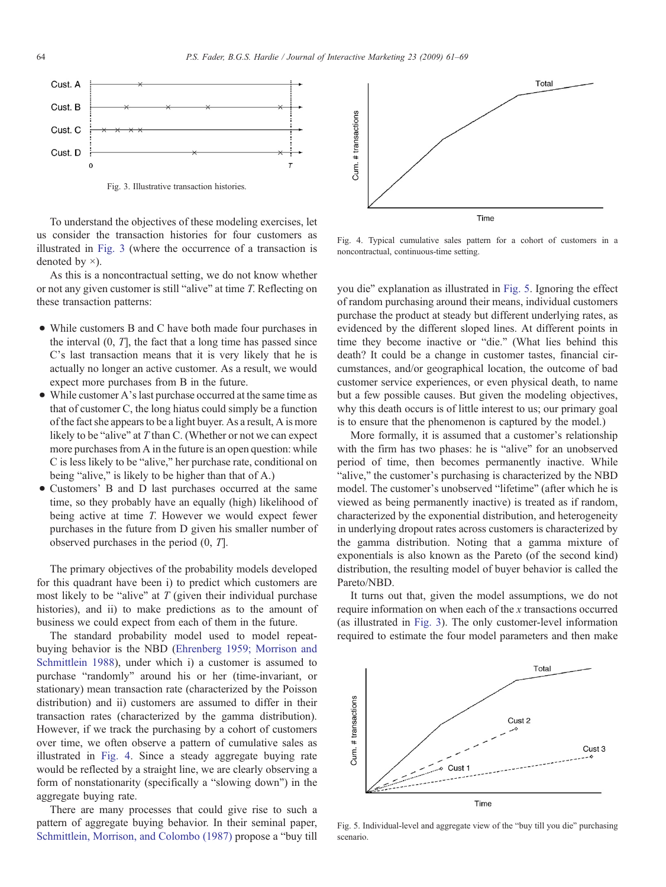Fig. 3. Illustrative transaction histories.

To understand the objectives of these modeling exercises, let us consider the transaction histories for four customers as illustrated in Fig. 3 (where the occurrence of a transaction is denoted by ×).

As this is a noncontractual setting, we do not know whether or not any given customer is still "alive" at time $T$. Reflecting on these transaction patterns:

- While customers B and C have both made four purchases in the interval $(0, T]$, the fact that a long time has passed since C's last transaction means that it is very likely that he is actually no longer an active customer. As a result, we would expect more purchases from B in the future.
- While customer A's last purchase occurred at the same time as that of customer C, the long hiatus could simply be a function of the fact she appears to be a light buyer. As a result, A is more likely to be "alive" at $T$ than C. (Whether or not we can expect more purchases from A in the future is an open question: while C is less likely to be "alive," her purchase rate, conditional on being "alive," is likely to be higher than that of A.)
- Customers' B and D last purchases occurred at the same time, so they probably have an equally (high) likelihood of being active at time $T$. However we would expect fewer purchases in the future from D given his smaller number of observed purchases in the period $(0, T]$.

The primary objectives of the probability models developed for this quadrant have been i) to predict which customers are most likely to be "alive" at $T$ (given their individual purchase histories), and ii) to make predictions as to the amount of business we could expect from each of them in the future.

The standard probability model used to model repeat-buying behavior is the NBD (Ehrenberg 1959; Morrison and Schmittlein 1988), under which i) a customer is assumed to purchase "randomly" around his or her (time-invariant, or stationary) mean transaction rate (characterized by the Poisson distribution) and ii) customers are assumed to differ in their transaction rates (characterized by the gamma distribution). However, if we track the purchasing by a cohort of customers over time, we often observe a pattern of cumulative sales as illustrated in Fig. 4. Since a steady aggregate buying rate would be reflected by a straight line, we are clearly observing a form of nonstationarity (specifically a "slowing down") in the aggregate buying rate.

There are many processes that could give rise to such a pattern of aggregate buying behavior. In their seminal paper, Schmittlein, Morrison, and Colombo (1987) propose a "buy till you die" explanation as illustrated in Fig. 5. Ignoring the effect of random purchasing around their means, individual customers purchase the product at steady but different underlying rates, as evidenced by the different sloped lines. At different points in time they become inactive or "die." (What lies behind this death? It could be a change in customer tastes, financial circumstances, and/or geographical location, the outcome of bad customer service experiences, or even physical death, to name but a few possible causes. But given the modeling objectives, why this death occurs is of little interest to us; our primary goal is to ensure that the phenomenon is captured by the model.)

Fig. 4. Typical cumulative sales pattern for a cohort of customers in a noncontractual, continuous-time setting.

More formally, it is assumed that a customer's relationship with the firm has two phases: he is "alive" for an unobserved period of time, then becomes permanently inactive. While "alive," the customer's purchasing is characterized by the NBD model. The customer's unobserved "lifetime" (after which he is viewed as being permanently inactive) is treated as if random, characterized by the exponential distribution, and heterogeneity in underlying dropout rates across customers is characterized by the gamma distribution. Noting that a gamma mixture of exponentials is also known as the Pareto (of the second kind) distribution, the resulting model of buyer behavior is called the Pareto/NBD.

It turns out that, given the model assumptions, we do not require information on when each of the $x$ transactions occurred (as illustrated in Fig. 3). The only customer-level information required to estimate the four model parameters and then make

Fig. 5. Individual-level and aggregate view of the "buy till you die" purchasing scenario.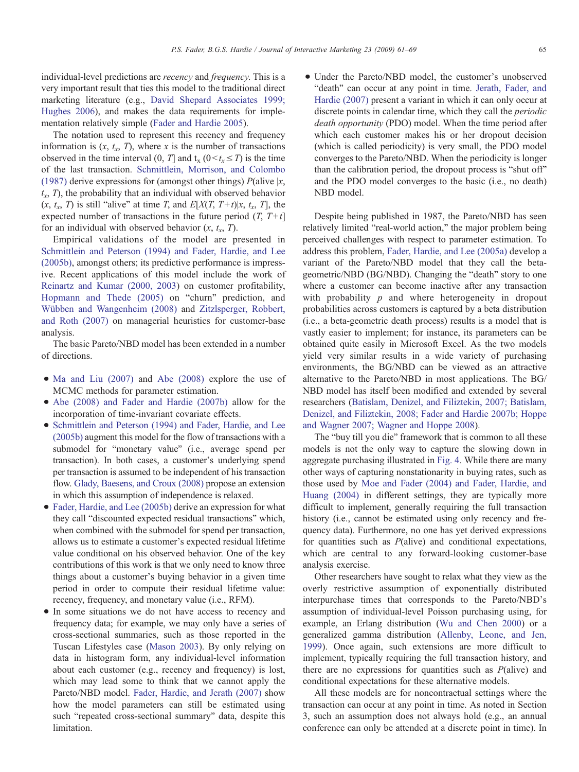individual-level predictions are *recency* and *frequency*. This is a very important result that ties this model to the traditional direct marketing literature (e.g., David Shepard Associates 1999; Hughes 2006), and makes the data requirements for implementation relatively simple (Fader and Hardie 2005).

The notation used to represent this recency and frequency information is $(x, t_x, T)$, where $x$ is the number of transactions observed in the time interval $(0, T]$ and $t_x$ $(0 < t_x \le T)$ is the time of the last transaction. Schmittlein, Morrison, and Colombo (1987) derive expressions for (amongst other things) $P(\text{alive} \mid x, t_x, T)$, the probability that an individual with observed behavior $(x, t_x, T)$ is still "alive" at time $T$, and $E[X(T, T+t) \mid x, t_x, T]$, the expected number of transactions in the future period $(T, T+t]$ for an individual with observed behavior $(x, t_x, T)$.

Empirical validations of the model are presented in Schmittlein and Peterson (1994) and Fader, Hardie, and Lee (2005b), amongst others; its predictive performance is impressive. Recent applications of this model include the work of Reinartz and Kumar (2000, 2003) on customer profitability, Hopmann and Thede (2005) on "churn" prediction, and Wübben and Wangenheim (2008) and Zitzlsperger, Robbert, and Roth (2007) on managerial heuristics for customer-base analysis.

The basic Pareto/NBD model has been extended in a number of directions.

- Ma and Liu (2007) and Abe (2008) explore the use of MCMC methods for parameter estimation.
- Abe (2008) and Fader and Hardie (2007b) allow for the incorporation of time-invariant covariate effects.
- Schmittlein and Peterson (1994) and Fader, Hardie, and Lee (2005b) augment this model for the flow of transactions with a submodel for "monetary value" (i.e., average spend per transaction). In both cases, a customer's underlying spend per transaction is assumed to be independent of his transaction flow. Glady, Baesens, and Croux (2008) propose an extension in which this assumption of independence is relaxed.
- Fader, Hardie, and Lee (2005b) derive an expression for what they call "discounted expected residual transactions" which, when combined with the submodel for spend per transaction, allows us to estimate a customer's expected residual lifetime value conditional on his observed behavior. One of the key contributions of this work is that we only need to know three things about a customer's buying behavior in a given time period in order to compute their residual lifetime value: recency, frequency, and monetary value (i.e., RFM).
- In some situations we do not have access to recency and frequency data; for example, we may only have a series of cross-sectional summaries, such as those reported in the Tuscan Lifestyles case (Mason 2003). By only relying on data in histogram form, any individual-level information about each customer (e.g., recency and frequency) is lost, which may lead some to think that we cannot apply the Pareto/NBD model. Fader, Hardie, and Jerath (2007) show how the model parameters can still be estimated using such "repeated cross-sectional summary" data, despite this limitation.
- Under the Pareto/NBD model, the customer's unobserved "death" can occur at any point in time. Jerath, Fader, and Hardie (2007) present a variant in which it can only occur at discrete points in calendar time, which they call the *periodic death opportunity* (PDO) model. When the time period after which each customer makes his or her dropout decision (which is called periodicity) is very small, the PDO model converges to the Pareto/NBD. When the periodicity is longer than the calibration period, the dropout process is "shut off" and the PDO model converges to the basic (i.e., no death) NBD model.

Despite being published in 1987, the Pareto/NBD has seen relatively limited "real-world action," the major problem being perceived challenges with respect to parameter estimation. To address this problem, Fader, Hardie, and Lee (2005a) develop a variant of the Pareto/NBD model that they call the beta-geometric/NBD (BG/NBD). Changing the "death" story to one where a customer can become inactive after any transaction with probability $p$ and where heterogeneity in dropout probabilities across customers is captured by a beta distribution (i.e., a beta-geometric death process) results is a model that is vastly easier to implement; for instance, its parameters can be obtained quite easily in Microsoft Excel. As the two models yield very similar results in a wide variety of purchasing environments, the BG/NBD can be viewed as an attractive alternative to the Pareto/NBD in most applications. The BG/NBD model has itself been modified and extended by several researchers (Batislam, Denizel, and Filiztekin, 2007; Batislam, Denizel, and Filiztekin, 2008; Fader and Hardie 2007b; Hoppe and Wagner 2007; Wagner and Hoppe 2008).

The "buy till you die" framework that is common to all these models is not the only way to capture the slowing down in aggregate purchasing illustrated in Fig. 4. While there are many other ways of capturing nonstationarity in buying rates, such as those used by Moe and Fader (2004) and Fader, Hardie, and Huang (2004) in different settings, they are typically more difficult to implement, generally requiring the full transaction history (i.e., cannot be estimated using only recency and frequency data). Furthermore, no one has yet derived expressions for quantities such as $P$(alive) and conditional expectations, which are central to any forward-looking customer-base analysis exercise.

Other researchers have sought to relax what they view as the overly restrictive assumption of exponentially distributed interpurchase times that corresponds to the Pareto/NBD's assumption of individual-level Poisson purchasing using, for example, an Erlang distribution (Wu and Chen 2000) or a generalized gamma distribution (Allenby, Leone, and Jen, 1999). Once again, such extensions are more difficult to implement, typically requiring the full transaction history, and there are no expressions for quantities such as $P$(alive) and conditional expectations for these alternative models.

All these models are for noncontractual settings where the transaction can occur at any point in time. As noted in Section 3, such an assumption does not always hold (e.g., an annual conference can only be attended at a discrete point in time). In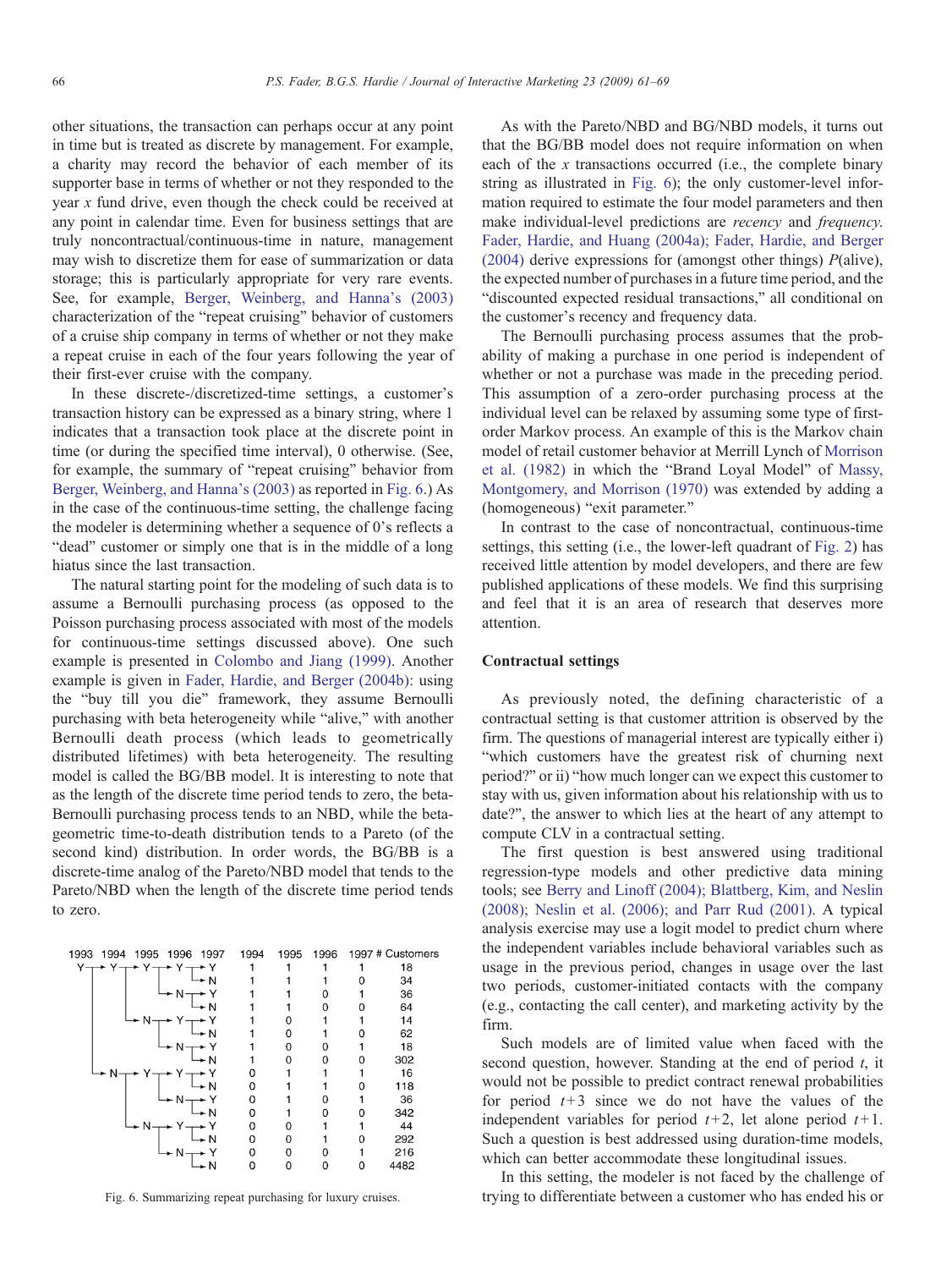other situations, the transaction can perhaps occur at any point in time but is treated as discrete by management. For example, a charity may record the behavior of each member of its supporter base in terms of whether or not they responded to the year $x$ fund drive, even though the check could be received at any point in calendar time. Even for business settings that are truly noncontractual/continuous-time in nature, management may wish to discretize them for ease of summarization or data storage; this is particularly appropriate for very rare events. See, for example, Berger, Weinberg, and Hanna's (2003) characterization of the "repeat cruising" behavior of customers of a cruise ship company in terms of whether or not they make a repeat cruise in each of the four years following the year of their first-ever cruise with the company.

In these discrete-/discretized-time settings, a customer's transaction history can be expressed as a binary string, where 1 indicates that a transaction took place at the discrete point in time (or during the specified time interval), 0 otherwise. (See, for example, the summary of "repeat cruising" behavior from Berger, Weinberg, and Hanna's (2003) as reported in Fig. 6.) As in the case of the continuous-time setting, the challenge facing the modeler is determining whether a sequence of 0's reflects a "dead" customer or simply one that is in the middle of a long hiatus since the last transaction.

The natural starting point for the modeling of such data is to assume a Bernoulli purchasing process (as opposed to the Poisson purchasing process associated with most of the models for continuous-time settings discussed above). One such example is presented in Colombo and Jiang (1999). Another example is given in Fader, Hardie, and Berger (2004b): using the "buy till you die" framework, they assume Bernoulli purchasing with beta heterogeneity while "alive," with another Bernoulli death process (which leads to geometrically distributed lifetimes) with beta heterogeneity. The resulting model is called the BG/BB model. It is interesting to note that as the length of the discrete time period tends to zero, the beta-Bernoulli purchasing process tends to an NBD, while the beta-geometric time-to-death distribution tends to a Pareto (of the second kind) distribution. In order words, the BG/BB is a discrete-time analog of the Pareto/NBD model that tends to the Pareto/NBD when the length of the discrete time period tends to zero.

| 1993 | 1994 | 1995 | 1996 | 1997 | 1994 | 1995 | 1996 | 1997 | # Customers |
|---|---|---|---|---|---|---|---|---|---|
| Y | Y | Y | Y | Y | 1 | 1 | 1 | 1 | 18 |
| | | | | N | 1 | 1 | 1 | 0 | 34 |
| | | | N | Y | 1 | 1 | 0 | 1 | 36 |
| | | | | N | 1 | 1 | 0 | 0 | 64 |
| | | N | Y | Y | 1 | 0 | 1 | 1 | 14 |
| | | | | N | 1 | 0 | 1 | 0 | 62 |
| | | | N | Y | 1 | 0 | 0 | 1 | 18 |
| | | | | N | 1 | 0 | 0 | 0 | 302 |
| | N | Y | Y | Y | 0 | 1 | 1 | 1 | 16 |
| | | | | N | 0 | 1 | 1 | 0 | 118 |
| | | | N | Y | 0 | 1 | 0 | 1 | 36 |
| | | | | N | 0 | 1 | 0 | 0 | 342 |
| | | N | Y | Y | 0 | 0 | 1 | 1 | 44 |
| | | | | N | 0 | 0 | 1 | 0 | 292 |
| | | | N | Y | 0 | 0 | 0 | 1 | 216 |
| | | | | N | 0 | 0 | 0 | 0 | 4482 |

Fig. 6. Summarizing repeat purchasing for luxury cruises.

As with the Pareto/NBD and BG/NBD models, it turns out that the BG/BB model does not require information on when each of the $x$ transactions occurred (i.e., the complete binary string as illustrated in Fig. 6); the only customer-level information required to estimate the four model parameters and then make individual-level predictions are *recency* and *frequency*. Fader, Hardie, and Huang (2004a); Fader, Hardie, and Berger (2004) derive expressions for (amongst other things) $P$(alive), the expected number of purchases in a future time period, and the "discounted expected residual transactions," all conditional on the customer's recency and frequency data.

The Bernoulli purchasing process assumes that the probability of making a purchase in one period is independent of whether or not a purchase was made in the preceding period. This assumption of a zero-order purchasing process at the individual level can be relaxed by assuming some type of first-order Markov process. An example of this is the Markov chain model of retail customer behavior at Merrill Lynch of Morrison et al. (1982) in which the "Brand Loyal Model" of Massy, Montgomery, and Morrison (1970) was extended by adding a (homogeneous) "exit parameter."

In contrast to the case of noncontractual, continuous-time settings, this setting (i.e., the lower-left quadrant of Fig. 2) has received little attention by model developers, and there are few published applications of these models. We find this surprising and feel that it is an area of research that deserves more attention.

## Contractual settings

As previously noted, the defining characteristic of a contractual setting is that customer attrition is observed by the firm. The questions of managerial interest are typically either i) "which customers have the greatest risk of churning next period?" or ii) "how much longer can we expect this customer to stay with us, given information about his relationship with us to date?", the answer to which lies at the heart of any attempt to compute CLV in a contractual setting.

The first question is best answered using traditional regression-type models and other predictive data mining tools; see Berry and Linoff (2004); Blattberg, Kim, and Neslin (2008); Neslin et al. (2006); and Parr Rud (2001). A typical analysis exercise may use a logit model to predict churn where the independent variables include behavioral variables such as usage in the previous period, changes in usage over the last two periods, customer-initiated contacts with the company (e.g., contacting the call center), and marketing activity by the firm.

Such models are of limited value when faced with the second question, however. Standing at the end of period $t$, it would not be possible to predict contract renewal probabilities for period $t+3$ since we do not have the values of the independent variables for period $t+2$, let alone period $t+1$. Such a question is best addressed using duration-time models, which can better accommodate these longitudinal issues.

In this setting, the modeler is not faced by the challenge of trying to differentiate between a customer who has ended his or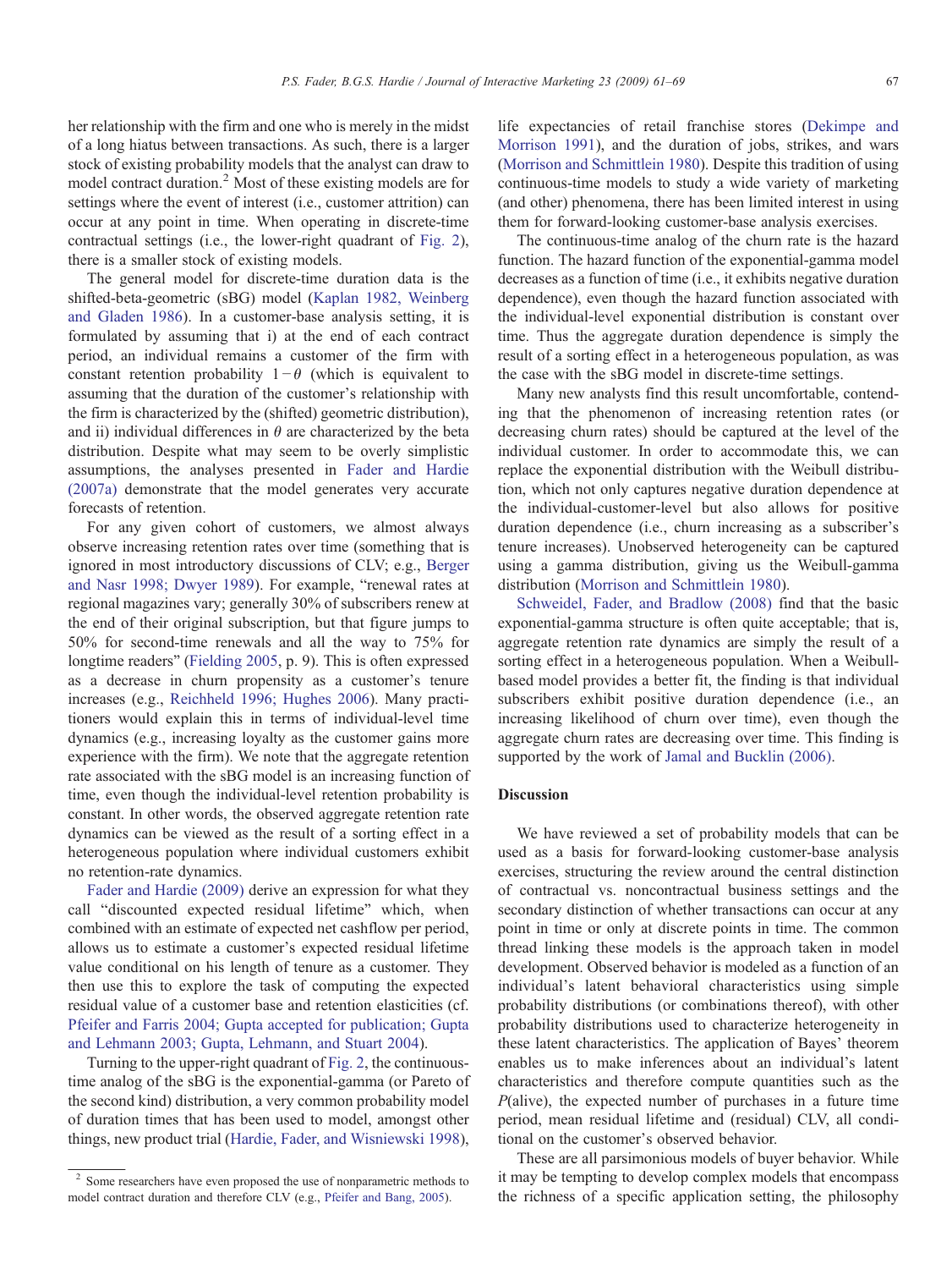her relationship with the firm and one who is merely in the midst of a long hiatus between transactions. As such, there is a larger stock of existing probability models that the analyst can draw to model contract duration.[2] Most of these existing models are for settings where the event of interest (i.e., customer attrition) can occur at any point in time. When operating in discrete-time contractual settings (i.e., the lower-right quadrant of Fig. 2), there is a smaller stock of existing models.

The general model for discrete-time duration data is the shifted-beta-geometric (sBG) model (Kaplan 1982, Weinberg and Gladen 1986). In a customer-base analysis setting, it is formulated by assuming that i) at the end of each contract period, an individual remains a customer of the firm with constant retention probability $1-\theta$ (which is equivalent to assuming that the duration of the customer's relationship with the firm is characterized by the (shifted) geometric distribution), and ii) individual differences in $\theta$ are characterized by the beta distribution. Despite what may seem to be overly simplistic assumptions, the analyses presented in Fader and Hardie (2007a) demonstrate that the model generates very accurate forecasts of retention.

For any given cohort of customers, we almost always observe increasing retention rates over time (something that is ignored in most introductory discussions of CLV; e.g., Berger and Nasr 1998; Dwyer 1989). For example, "renewal rates at regional magazines vary; generally 30% of subscribers renew at the end of their original subscription, but that figure jumps to 50% for second-time renewals and all the way to 75% for longtime readers" (Fielding 2005, p. 9). This is often expressed as a decrease in churn propensity as a customer's tenure increases (e.g., Reichheld 1996; Hughes 2006). Many practitioners would explain this in terms of individual-level time dynamics (e.g., increasing loyalty as the customer gains more experience with the firm). We note that the aggregate retention rate associated with the sBG model is an increasing function of time, even though the individual-level retention probability is constant. In other words, the observed aggregate retention rate dynamics can be viewed as the result of a sorting effect in a heterogeneous population where individual customers exhibit no retention-rate dynamics.

Fader and Hardie (2009) derive an expression for what they call "discounted expected residual lifetime" which, when combined with an estimate of expected net cashflow per period, allows us to estimate a customer's expected residual lifetime value conditional on his length of tenure as a customer. They then use this to explore the task of computing the expected residual value of a customer base and retention elasticities (cf. Pfeifer and Farris 2004; Gupta accepted for publication; Gupta and Lehmann 2003; Gupta, Lehmann, and Stuart 2004).

Turning to the upper-right quadrant of Fig. 2, the continuous-time analog of the sBG is the exponential-gamma (or Pareto of the second kind) distribution, a very common probability model of duration times that has been used to model, amongst other things, new product trial (Hardie, Fader, and Wisniewski 1998), life expectancies of retail franchise stores (Dekimpe and Morrison 1991), and the duration of jobs, strikes, and wars (Morrison and Schmittlein 1980). Despite this tradition of using continuous-time models to study a wide variety of marketing (and other) phenomena, there has been limited interest in using them for forward-looking customer-base analysis exercises.

The continuous-time analog of the churn rate is the hazard function. The hazard function of the exponential-gamma model decreases as a function of time (i.e., it exhibits negative duration dependence), even though the hazard function associated with the individual-level exponential distribution is constant over time. Thus the aggregate duration dependence is simply the result of a sorting effect in a heterogeneous population, as was the case with the sBG model in discrete-time settings.

Many new analysts find this result uncomfortable, contending that the phenomenon of increasing retention rates (or decreasing churn rates) should be captured at the level of the individual customer. In order to accommodate this, we can replace the exponential distribution with the Weibull distribution, which not only captures negative duration dependence at the individual-customer-level but also allows for positive duration dependence (i.e., churn increasing as a subscriber's tenure increases). Unobserved heterogeneity can be captured using a gamma distribution, giving us the Weibull-gamma distribution (Morrison and Schmittlein 1980).

Schweidel, Fader, and Bradlow (2008) find that the basic exponential-gamma structure is often quite acceptable; that is, aggregate retention rate dynamics are simply the result of a sorting effect in a heterogeneous population. When a Weibull-based model provides a better fit, the finding is that individual subscribers exhibit positive duration dependence (i.e., an increasing likelihood of churn over time), even though the aggregate churn rates are decreasing over time. This finding is supported by the work of Jamal and Bucklin (2006).

## Discussion

We have reviewed a set of probability models that can be used as a basis for forward-looking customer-base analysis exercises, structuring the review around the central distinction of contractual vs. noncontractual business settings and the secondary distinction of whether transactions can occur at any point in time or only at discrete points in time. The common thread linking these models is the approach taken in model development. Observed behavior is modeled as a function of an individual's latent behavioral characteristics using simple probability distributions (or combinations thereof), with other probability distributions used to characterize heterogeneity in these latent characteristics. The application of Bayes' theorem enables us to make inferences about an individual's latent characteristics and therefore compute quantities such as the *P*(alive), the expected number of purchases in a future time period, mean residual lifetime and (residual) CLV, all conditional on the customer's observed behavior.

These are all parsimonious models of buyer behavior. While it may be tempting to develop complex models that encompass the richness of a specific application setting, the philosophy

[2] Some researchers have even proposed the use of nonparametric methods to model contract duration and therefore CLV (e.g., Pfeifer and Bang, 2005).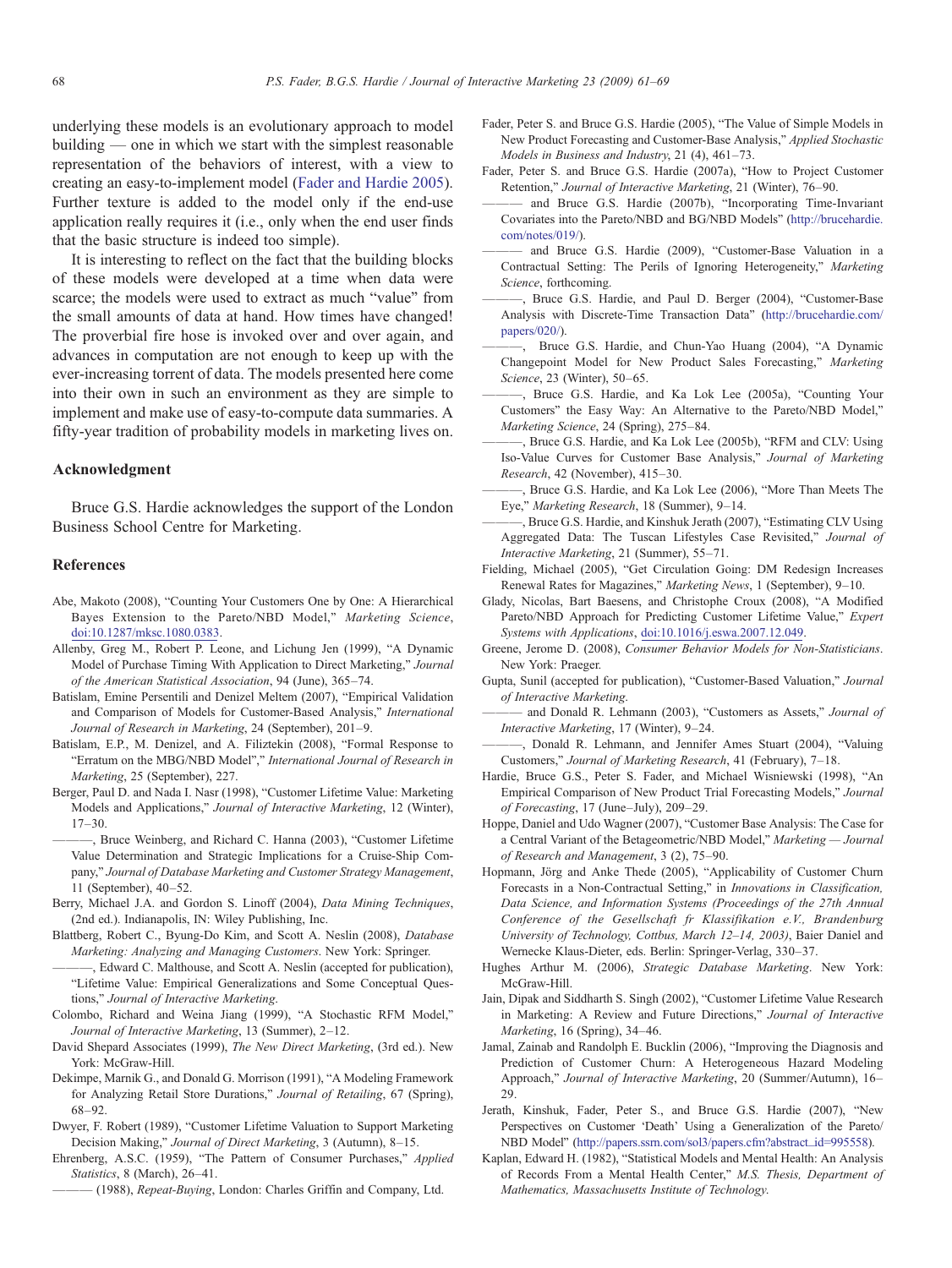underlying these models is an evolutionary approach to model building — one in which we start with the simplest reasonable representation of the behaviors of interest, with a view to creating an easy-to-implement model (Fader and Hardie 2005). Further texture is added to the model only if the end-use application really requires it (i.e., only when the end user finds that the basic structure is indeed too simple).

It is interesting to reflect on the fact that the building blocks of these models were developed at a time when data were scarce; the models were used to extract as much "value" from the small amounts of data at hand. How times have changed! The proverbial fire hose is invoked over and over again, and advances in computation are not enough to keep up with the ever-increasing torrent of data. The models presented here come into their own in such an environment as they are simple to implement and make use of easy-to-compute data summaries. A fifty-year tradition of probability models in marketing lives on.

## Acknowledgment

Bruce G.S. Hardie acknowledges the support of the London Business School Centre for Marketing.

## References

Abe, Makoto (2008), "Counting Your Customers One by One: A Hierarchical Bayes Extension to the Pareto/NBD Model," *Marketing Science*, doi:10.1287/mksc.1080.0383.

Allenby, Greg M., Robert P. Leone, and Lichung Jen (1999), "A Dynamic Model of Purchase Timing With Application to Direct Marketing," *Journal of the American Statistical Association*, 94 (June), 365–74.

Batislam, Emine Persentili and Denizel Meltem (2007), "Empirical Validation and Comparison of Models for Customer-Based Analysis," *International Journal of Research in Marketing*, 24 (September), 201–9.

Batislam, E.P., M. Denizel, and A. Filiztekin (2008), "Formal Response to "Erratum on the MBG/NBD Model"," *International Journal of Research in Marketing*, 25 (September), 227.

Berger, Paul D. and Nada I. Nasr (1998), "Customer Lifetime Value: Marketing Models and Applications," *Journal of Interactive Marketing*, 12 (Winter), 17–30.

———, Bruce Weinberg, and Richard C. Hanna (2003), "Customer Lifetime Value Determination and Strategic Implications for a Cruise-Ship Company," *Journal of Database Marketing and Customer Strategy Management*, 11 (September), 40–52.

Berry, Michael J.A. and Gordon S. Linoff (2004), *Data Mining Techniques*, (2nd ed.). Indianapolis, IN: Wiley Publishing, Inc.

Blattberg, Robert C., Byung-Do Kim, and Scott A. Neslin (2008), *Database Marketing: Analyzing and Managing Customers*. New York: Springer.

———, Edward C. Malthouse, and Scott A. Neslin (accepted for publication), "Lifetime Value: Empirical Generalizations and Some Conceptual Questions," *Journal of Interactive Marketing*.

Colombo, Richard and Weina Jiang (1999), "A Stochastic RFM Model," *Journal of Interactive Marketing*, 13 (Summer), 2–12.

David Shepard Associates (1999), *The New Direct Marketing*, (3rd ed.). New York: McGraw-Hill.

Dekimpe, Marnik G., and Donald G. Morrison (1991), "A Modeling Framework for Analyzing Retail Store Durations," *Journal of Retailing*, 67 (Spring), 68–92.

Dwyer, F. Robert (1989), "Customer Lifetime Valuation to Support Marketing Decision Making," *Journal of Direct Marketing*, 3 (Autumn), 8–15.

Ehrenberg, A.S.C. (1959), "The Pattern of Consumer Purchases," *Applied Statistics*, 8 (March), 26–41.

——— (1988), *Repeat-Buying*, London: Charles Griffin and Company, Ltd.

Fader, Peter S. and Bruce G.S. Hardie (2005), "The Value of Simple Models in New Product Forecasting and Customer-Base Analysis," *Applied Stochastic Models in Business and Industry*, 21 (4), 461–73.

Fader, Peter S. and Bruce G.S. Hardie (2007a), "How to Project Customer Retention," *Journal of Interactive Marketing*, 21 (Winter), 76–90.

——— and Bruce G.S. Hardie (2007b), "Incorporating Time-Invariant Covariates into the Pareto/NBD and BG/NBD Models" (http://brucehardie.com/notes/019/).

——— and Bruce G.S. Hardie (2009), "Customer-Base Valuation in a Contractual Setting: The Perils of Ignoring Heterogeneity," *Marketing Science*, forthcoming.

———, Bruce G.S. Hardie, and Paul D. Berger (2004), "Customer-Base Analysis with Discrete-Time Transaction Data" (http://brucehardie.com/papers/020/).

———, Bruce G.S. Hardie, and Chun-Yao Huang (2004), "A Dynamic Changepoint Model for New Product Sales Forecasting," *Marketing Science*, 23 (Winter), 50–65.

———, Bruce G.S. Hardie, and Ka Lok Lee (2005a), "Counting Your Customers" the Easy Way: An Alternative to the Pareto/NBD Model," *Marketing Science*, 24 (Spring), 275–84.

———, Bruce G.S. Hardie, and Ka Lok Lee (2005b), "RFM and CLV: Using Iso-Value Curves for Customer Base Analysis," *Journal of Marketing Research*, 42 (November), 415–30.

———, Bruce G.S. Hardie, and Ka Lok Lee (2006), "More Than Meets The Eye," *Marketing Research*, 18 (Summer), 9–14.

———, Bruce G.S. Hardie, and Kinshuk Jerath (2007), "Estimating CLV Using Aggregated Data: The Tuscan Lifestyles Case Revisited," *Journal of Interactive Marketing*, 21 (Summer), 55–71.

Fielding, Michael (2005), "Get Circulation Going: DM Redesign Increases Renewal Rates for Magazines," *Marketing News*, 1 (September), 9–10.

Glady, Nicolas, Bart Baesens, and Christophe Croux (2008), "A Modified Pareto/NBD Approach for Predicting Customer Lifetime Value," *Expert Systems with Applications*, doi:10.1016/j.eswa.2007.12.049.

Greene, Jerome D. (2008), *Consumer Behavior Models for Non-Statisticians*. New York: Praeger.

Gupta, Sunil (accepted for publication), "Customer-Based Valuation," *Journal of Interactive Marketing*.

——— and Donald R. Lehmann (2003), "Customers as Assets," *Journal of Interactive Marketing*, 17 (Winter), 9–24.

———, Donald R. Lehmann, and Jennifer Ames Stuart (2004), "Valuing Customers," *Journal of Marketing Research*, 41 (February), 7–18.

Hardie, Bruce G.S., Peter S. Fader, and Michael Wisniewski (1998), "An Empirical Comparison of New Product Trial Forecasting Models," *Journal of Forecasting*, 17 (June–July), 209–29.

Hoppe, Daniel and Udo Wagner (2007), "Customer Base Analysis: The Case for a Central Variant of the Betageometric/NBD Model," *Marketing — Journal of Research and Management*, 3 (2), 75–90.

Hopmann, Jörg and Anke Thede (2005), "Applicability of Customer Churn Forecasts in a Non-Contractual Setting," in *Innovations in Classification, Data Science, and Information Systems (Proceedings of the 27th Annual Conference of the Gesellschaft fr Klassifikation e.V., Brandenburg University of Technology, Cottbus, March 12–14, 2003)*, Baier Daniel and Wernecke Klaus-Dieter, eds. Berlin: Springer-Verlag, 330–37.

Hughes Arthur M. (2006), *Strategic Database Marketing*. New York: McGraw-Hill.

Jain, Dipak and Siddharth S. Singh (2002), "Customer Lifetime Value Research in Marketing: A Review and Future Directions," *Journal of Interactive Marketing*, 16 (Spring), 34–46.

Jamal, Zainab and Randolph E. Bucklin (2006), "Improving the Diagnosis and Prediction of Customer Churn: A Heterogeneous Hazard Modeling Approach," *Journal of Interactive Marketing*, 20 (Summer/Autumn), 16–29.

Jerath, Kinshuk, Fader, Peter S., and Bruce G.S. Hardie (2007), "New Perspectives on Customer 'Death' Using a Generalization of the Pareto/NBD Model" (http://papers.ssrn.com/sol3/papers.cfm?abstract_id=995558).

Kaplan, Edward H. (1982), "Statistical Models and Mental Health: An Analysis of Records From a Mental Health Center," *M.S. Thesis, Department of Mathematics, Massachusetts Institute of Technology.*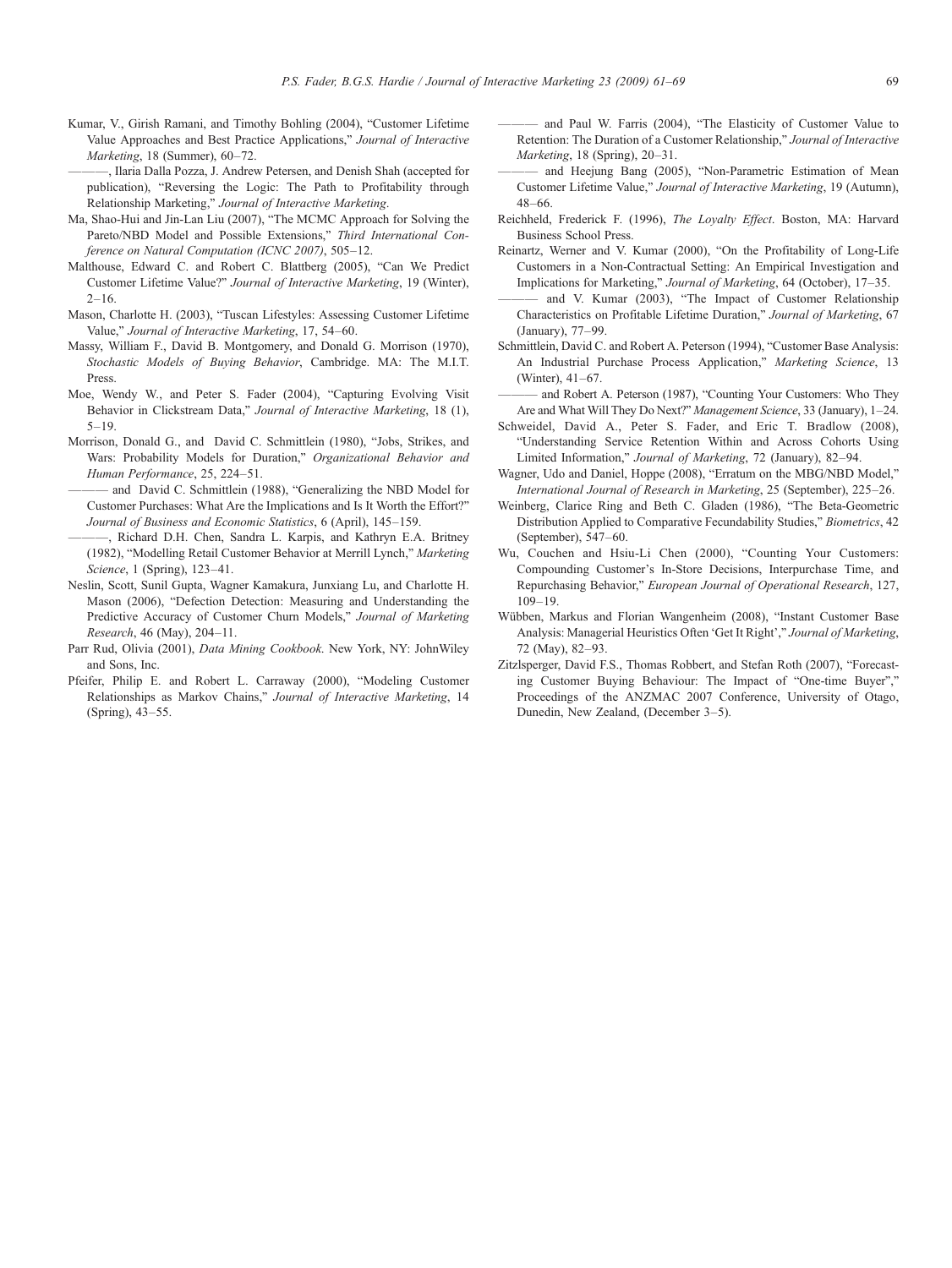Kumar, V., Girish Ramani, and Timothy Bohling (2004), “Customer Lifetime Value Approaches and Best Practice Applications,” *Journal of Interactive Marketing*, 18 (Summer), 60–72.

———, Ilaria Dalla Pozza, J. Andrew Petersen, and Denish Shah (accepted for publication), “Reversing the Logic: The Path to Profitability through Relationship Marketing,” *Journal of Interactive Marketing*.

Ma, Shao-Hui and Jin-Lan Liu (2007), “The MCMC Approach for Solving the Pareto/NBD Model and Possible Extensions,” *Third International Conference on Natural Computation (ICNC 2007)*, 505–12.

Malthouse, Edward C. and Robert C. Blattberg (2005), “Can We Predict Customer Lifetime Value?” *Journal of Interactive Marketing*, 19 (Winter), 2–16.

Mason, Charlotte H. (2003), “Tuscan Lifestyles: Assessing Customer Lifetime Value,” *Journal of Interactive Marketing*, 17, 54–60.

Massy, William F., David B. Montgomery, and Donald G. Morrison (1970), *Stochastic Models of Buying Behavior*, Cambridge. MA: The M.I.T. Press.

Moe, Wendy W., and Peter S. Fader (2004), “Capturing Evolving Visit Behavior in Clickstream Data,” *Journal of Interactive Marketing*, 18 (1), 5–19.

Morrison, Donald G., and David C. Schmittlein (1980), “Jobs, Strikes, and Wars: Probability Models for Duration,” *Organizational Behavior and Human Performance*, 25, 224–51.

——— and David C. Schmittlein (1988), “Generalizing the NBD Model for Customer Purchases: What Are the Implications and Is It Worth the Effort?” *Journal of Business and Economic Statistics*, 6 (April), 145–159.

———, Richard D.H. Chen, Sandra L. Karpis, and Kathryn E.A. Britney (1982), “Modelling Retail Customer Behavior at Merrill Lynch,” *Marketing Science*, 1 (Spring), 123–41.

Neslin, Scott, Sunil Gupta, Wagner Kamakura, Junxiang Lu, and Charlotte H. Mason (2006), “Defection Detection: Measuring and Understanding the Predictive Accuracy of Customer Churn Models,” *Journal of Marketing Research*, 46 (May), 204–11.

Parr Rud, Olivia (2001), *Data Mining Cookbook*. New York, NY: JohnWiley and Sons, Inc.

Pfeifer, Philip E. and Robert L. Carraway (2000), “Modeling Customer Relationships as Markov Chains,” *Journal of Interactive Marketing*, 14 (Spring), 43–55.

——— and Paul W. Farris (2004), “The Elasticity of Customer Value to Retention: The Duration of a Customer Relationship,” *Journal of Interactive Marketing*, 18 (Spring), 20–31.

——— and Heejung Bang (2005), “Non-Parametric Estimation of Mean Customer Lifetime Value,” *Journal of Interactive Marketing*, 19 (Autumn), 48–66.

Reichheld, Frederick F. (1996), *The Loyalty Effect*. Boston, MA: Harvard Business School Press.

Reinartz, Werner and V. Kumar (2000), “On the Profitability of Long-Life Customers in a Non-Contractual Setting: An Empirical Investigation and Implications for Marketing,” *Journal of Marketing*, 64 (October), 17–35.

——— and V. Kumar (2003), “The Impact of Customer Relationship Characteristics on Profitable Lifetime Duration,” *Journal of Marketing*, 67 (January), 77–99.

Schmittlein, David C. and Robert A. Peterson (1994), “Customer Base Analysis: An Industrial Purchase Process Application,” *Marketing Science*, 13 (Winter), 41–67.

——— and Robert A. Peterson (1987), “Counting Your Customers: Who They Are and What Will They Do Next?” *Management Science*, 33 (January), 1–24.

Schweidel, David A., Peter S. Fader, and Eric T. Bradlow (2008), “Understanding Service Retention Within and Across Cohorts Using Limited Information,” *Journal of Marketing*, 72 (January), 82–94.

Wagner, Udo and Daniel, Hoppe (2008), “Erratum on the MBG/NBD Model,” *International Journal of Research in Marketing*, 25 (September), 225–26.

Weinberg, Clarice Ring and Beth C. Gladen (1986), “The Beta-Geometric Distribution Applied to Comparative Fecundability Studies,” *Biometrics*, 42 (September), 547–60.

Wu, Couchen and Hsiu-Li Chen (2000), “Counting Your Customers: Compounding Customer’s In-Store Decisions, Interpurchase Time, and Repurchasing Behavior,” *European Journal of Operational Research*, 127, 109–19.

Wübben, Markus and Florian Wangenheim (2008), “Instant Customer Base Analysis: Managerial Heuristics Often ‘Get It Right’,” *Journal of Marketing*, 72 (May), 82–93.

Zitzlsperger, David F.S., Thomas Robbert, and Stefan Roth (2007), “Forecasting Customer Buying Behaviour: The Impact of “One-time Buyer”,” Proceedings of the ANZMAC 2007 Conference, University of Otago, Dunedin, New Zealand, (December 3–5).